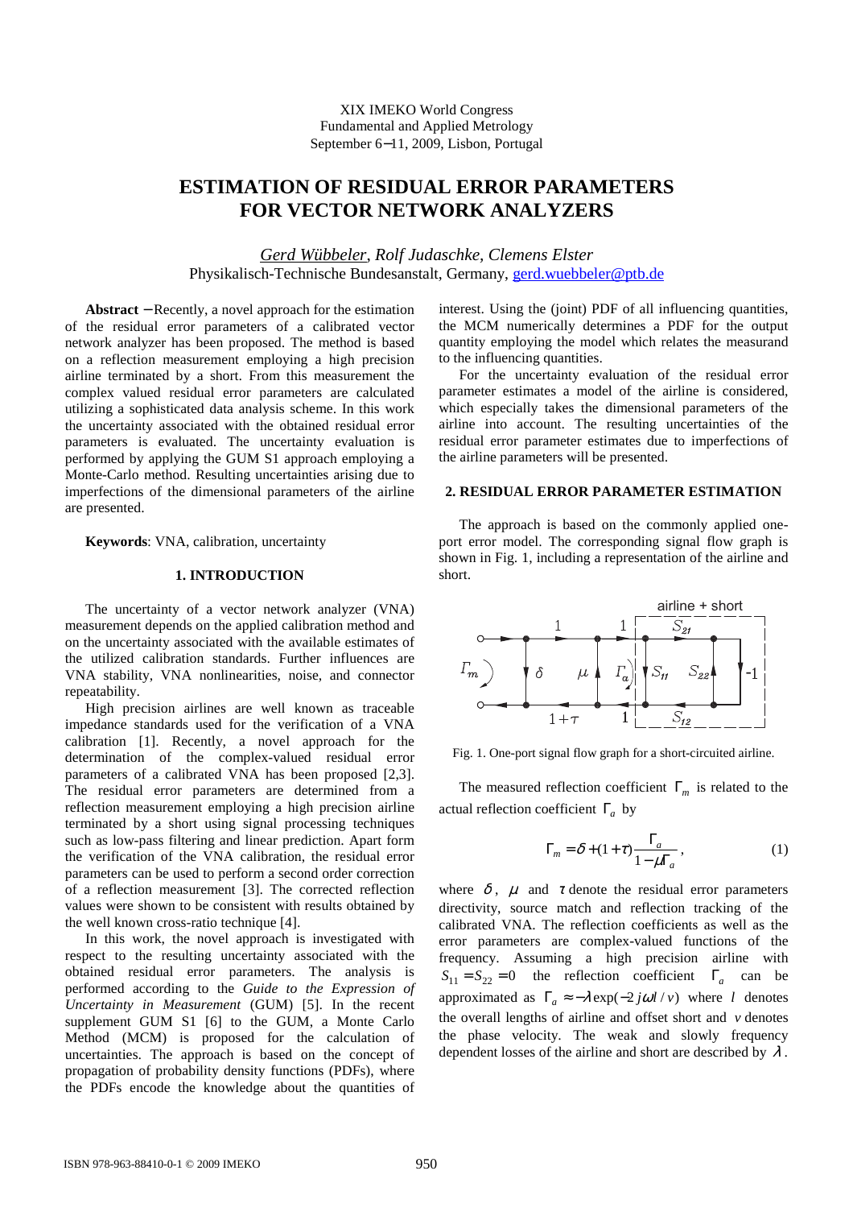# ESTIMATION OF RESIDUAL ERROR PARAMETERS FOR VECTOR NETWORK ANALYZERS

*Gerd Wübbeler, Rolf Judaschke, Clemens Elster*
Physikalisch-Technische Bundesanstalt, Germany, gerd.wuebbeler@ptb.de

**Abstract** − Recently, a novel approach for the estimation of the residual error parameters of a calibrated vector network analyzer has been proposed. The method is based on a reflection measurement employing a high precision airline terminated by a short. From this measurement the complex valued residual error parameters are calculated utilizing a sophisticated data analysis scheme. In this work the uncertainty associated with the obtained residual error parameters is evaluated. The uncertainty evaluation is performed by applying the GUM S1 approach employing a Monte-Carlo method. Resulting uncertainties arising due to imperfections of the dimensional parameters of the airline are presented.

**Keywords**: VNA, calibration, uncertainty

## 1. INTRODUCTION

The uncertainty of a vector network analyzer (VNA) measurement depends on the applied calibration method and on the uncertainty associated with the available estimates of the utilized calibration standards. Further influences are VNA stability, VNA nonlinearities, noise, and connector repeatability.

High precision airlines are well known as traceable impedance standards used for the verification of a VNA calibration [1]. Recently, a novel approach for the determination of the complex-valued residual error parameters of a calibrated VNA has been proposed [2,3]. The residual error parameters are determined from a reflection measurement employing a high precision airline terminated by a short using signal processing techniques such as low-pass filtering and linear prediction. Apart form the verification of the VNA calibration, the residual error parameters can be used to perform a second order correction of a reflection measurement [3]. The corrected reflection values were shown to be consistent with results obtained by the well known cross-ratio technique [4].

In this work, the novel approach is investigated with respect to the resulting uncertainty associated with the obtained residual error parameters. The analysis is performed according to the *Guide to the Expression of Uncertainty in Measurement* (GUM) [5]. In the recent supplement GUM S1 [6] to the GUM, a Monte Carlo Method (MCM) is proposed for the calculation of uncertainties. The approach is based on the concept of propagation of probability density functions (PDFs), where the PDFs encode the knowledge about the quantities of interest. Using the (joint) PDF of all influencing quantities, the MCM numerically determines a PDF for the output quantity employing the model which relates the measurand to the influencing quantities.

For the uncertainty evaluation of the residual error parameter estimates a model of the airline is considered, which especially takes the dimensional parameters of the airline into account. The resulting uncertainties of the residual error parameter estimates due to imperfections of the airline parameters will be presented.

## 2. RESIDUAL ERROR PARAMETER ESTIMATION

The approach is based on the commonly applied one-port error model. The corresponding signal flow graph is shown in Fig. 1, including a representation of the airline and short.

Fig. 1. One-port signal flow graph for a short-circuited airline.

The measured reflection coefficient $\Gamma_m$ is related to the actual reflection coefficient $\Gamma_a$ by

$$\Gamma_m = \delta + (1+\tau)\frac{\Gamma_a}{1-\mu\Gamma_a}, \qquad (1)$$

where $\delta$, $\mu$ and $\tau$ denote the residual error parameters directivity, source match and reflection tracking of the calibrated VNA. The reflection coefficients as well as the error parameters are complex-valued functions of the frequency. Assuming a high precision airline with $S_{11} = S_{22} = 0$ the reflection coefficient $\Gamma_a$ can be approximated as $\Gamma_a \approx -\lambda \exp(-2j\omega l / v)$ where $l$ denotes the overall lengths of airline and offset short and $v$ denotes the phase velocity. The weak and slowly frequency dependent losses of the airline and short are described by $\lambda$.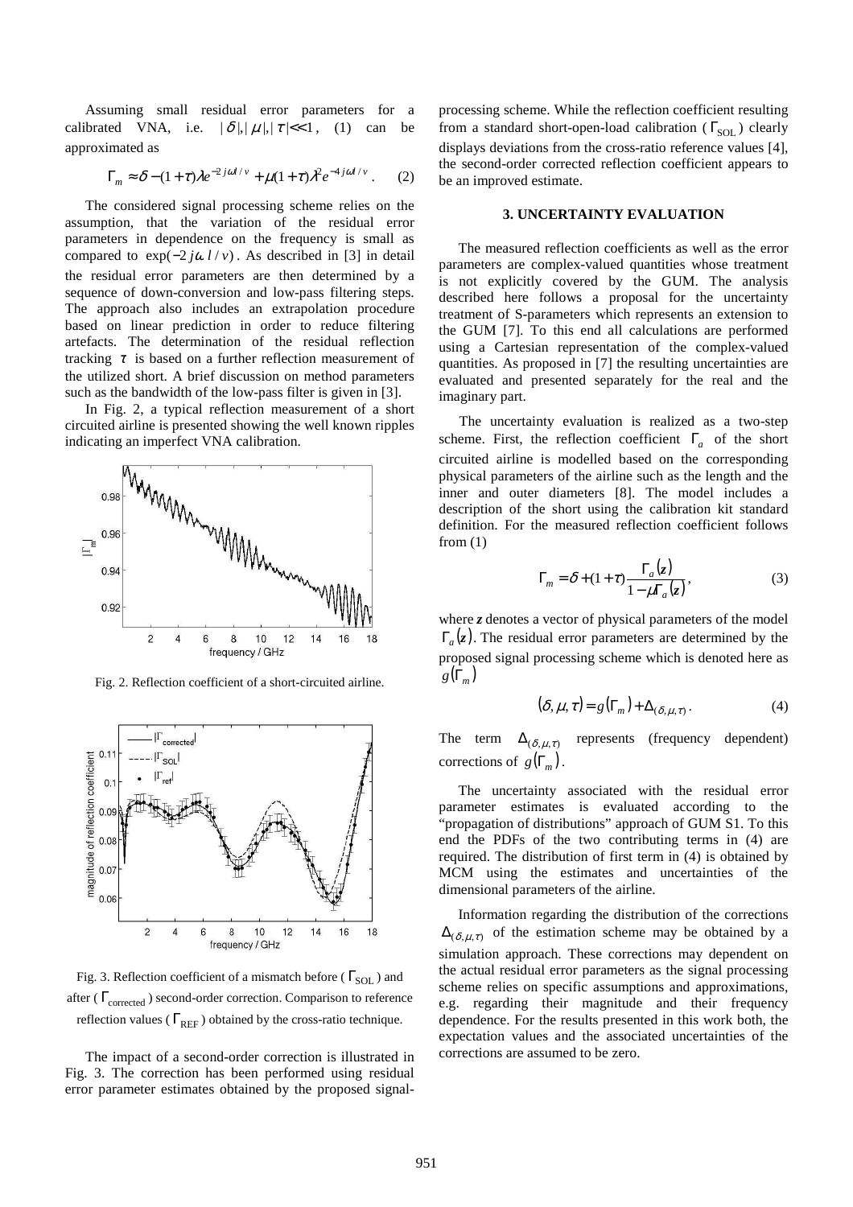Assuming small residual error parameters for a calibrated VNA, i.e. $|\delta|, |\mu|, |\tau| << 1$, (1) can be approximated as

$$\Gamma_m \approx \delta - (1+\tau)\lambda e^{-2j\omega l/v} + \mu(1+\tau)\lambda^2 e^{-4j\omega l/v}. \quad (2)$$

The considered signal processing scheme relies on the assumption, that the variation of the residual error parameters in dependence on the frequency is small as compared to $\exp(-2j\omega l/v)$. As described in [3] in detail the residual error parameters are then determined by a sequence of down-conversion and low-pass filtering steps. The approach also includes an extrapolation procedure based on linear prediction in order to reduce filtering artefacts. The determination of the residual reflection tracking $\tau$ is based on a further reflection measurement of the utilized short. A brief discussion on method parameters such as the bandwidth of the low-pass filter is given in [3].

In Fig. 2, a typical reflection measurement of a short circuited airline is presented showing the well known ripples indicating an imperfect VNA calibration.

Fig. 2. Reflection coefficient of a short-circuited airline.

Fig. 3. Reflection coefficient of a mismatch before ($\Gamma_{\text{SOL}}$) and after ($\Gamma_{\text{corrected}}$) second-order correction. Comparison to reference reflection values ($\Gamma_{\text{REF}}$) obtained by the cross-ratio technique.

The impact of a second-order correction is illustrated in Fig. 3. The correction has been performed using residual error parameter estimates obtained by the proposed signal-processing scheme. While the reflection coefficient resulting from a standard short-open-load calibration ($\Gamma_{\text{SOL}}$) clearly displays deviations from the cross-ratio reference values [4], the second-order corrected reflection coefficient appears to be an improved estimate.

## 3. UNCERTAINTY EVALUATION

The measured reflection coefficients as well as the error parameters are complex-valued quantities whose treatment is not explicitly covered by the GUM. The analysis described here follows a proposal for the uncertainty treatment of S-parameters which represents an extension to the GUM [7]. To this end all calculations are performed using a Cartesian representation of the complex-valued quantities. As proposed in [7] the resulting uncertainties are evaluated and presented separately for the real and the imaginary part.

The uncertainty evaluation is realized as a two-step scheme. First, the reflection coefficient $\Gamma_a$ of the short circuited airline is modelled based on the corresponding physical parameters of the airline such as the length and the inner and outer diameters [8]. The model includes a description of the short using the calibration kit standard definition. For the measured reflection coefficient follows from (1)

$$\Gamma_m = \delta + (1+\tau)\frac{\Gamma_a(\boldsymbol{z})}{1-\mu\Gamma_a(\boldsymbol{z})}, \quad (3)$$

where $\boldsymbol{z}$ denotes a vector of physical parameters of the model $\Gamma_a(\boldsymbol{z})$. The residual error parameters are determined by the proposed signal processing scheme which is denoted here as $g(\Gamma_m)$

$$(\delta, \mu, \tau) = g(\Gamma_m) + \Delta_{(\delta,\mu,\tau)}. \quad (4)$$

The term $\Delta_{(\delta,\mu,\tau)}$ represents (frequency dependent) corrections of $g(\Gamma_m)$.

The uncertainty associated with the residual error parameter estimates is evaluated according to the "propagation of distributions" approach of GUM S1. To this end the PDFs of the two contributing terms in (4) are required. The distribution of first term in (4) is obtained by MCM using the estimates and uncertainties of the dimensional parameters of the airline.

Information regarding the distribution of the corrections $\Delta_{(\delta,\mu,\tau)}$ of the estimation scheme may be obtained by a simulation approach. These corrections may dependent on the actual residual error parameters as the signal processing scheme relies on specific assumptions and approximations, e.g. regarding their magnitude and their frequency dependence. For the results presented in this work both, the expectation values and the associated uncertainties of the corrections are assumed to be zero.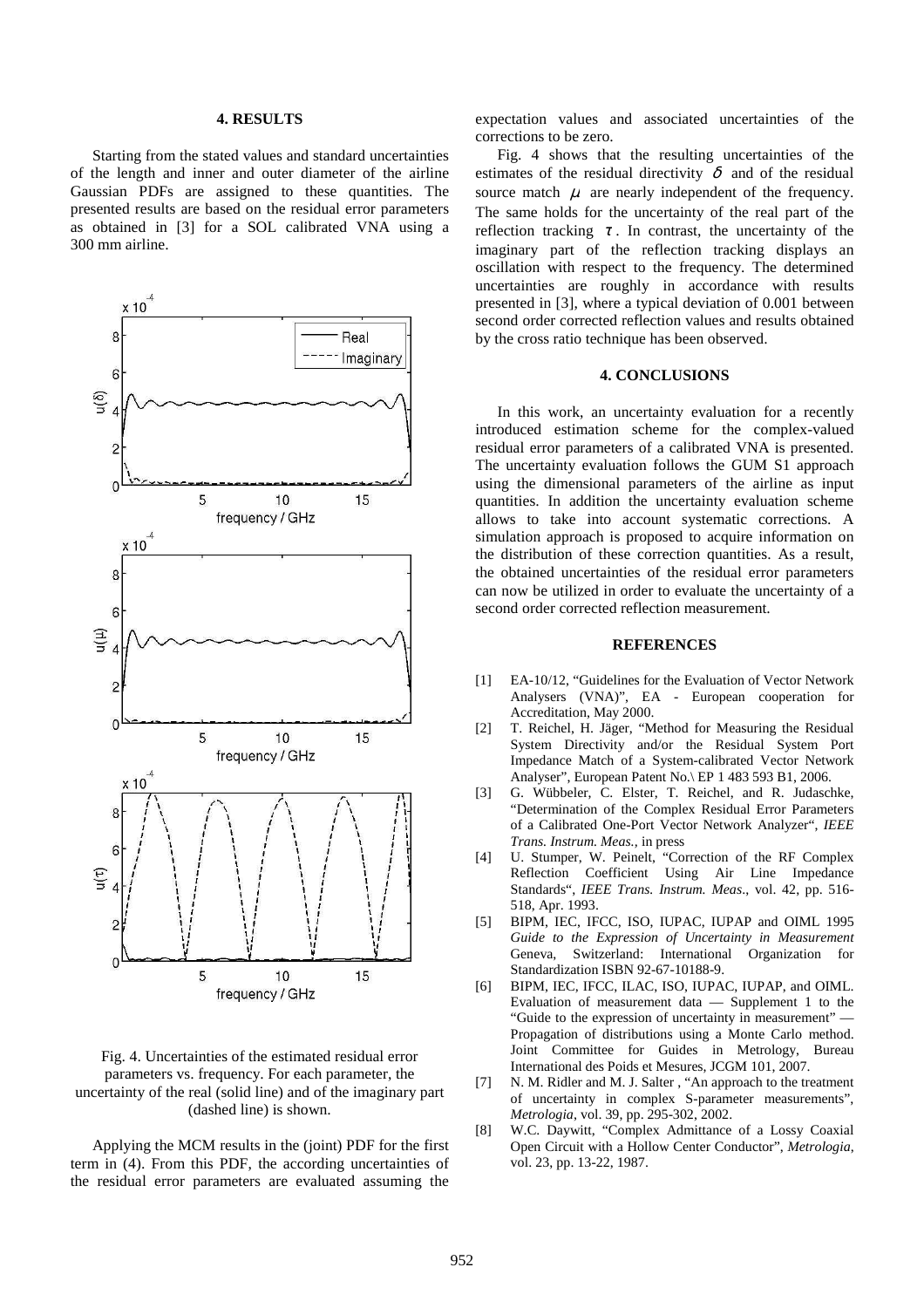## 4. RESULTS

Starting from the stated values and standard uncertainties of the length and inner and outer diameter of the airline Gaussian PDFs are assigned to these quantities. The presented results are based on the residual error parameters as obtained in [3] for a SOL calibrated VNA using a 300 mm airline.

x 10$^{-4}$

Real

Imaginary

$u(\delta)$

frequency / GHz

x 10$^{-4}$

$u(\mu)$

frequency / GHz

x 10$^{-4}$

$u(\tau)$

frequency / GHz

Fig. 4. Uncertainties of the estimated residual error parameters vs. frequency. For each parameter, the uncertainty of the real (solid line) and of the imaginary part (dashed line) is shown.

Applying the MCM results in the (joint) PDF for the first term in (4). From this PDF, the according uncertainties of the residual error parameters are evaluated assuming the expectation values and associated uncertainties of the corrections to be zero.

Fig. 4 shows that the resulting uncertainties of the estimates of the residual directivity $\delta$ and of the residual source match $\mu$ are nearly independent of the frequency. The same holds for the uncertainty of the real part of the reflection tracking $\tau$. In contrast, the uncertainty of the imaginary part of the reflection tracking displays an oscillation with respect to the frequency. The determined uncertainties are roughly in accordance with results presented in [3], where a typical deviation of 0.001 between second order corrected reflection values and results obtained by the cross ratio technique has been observed.

## 4. CONCLUSIONS

In this work, an uncertainty evaluation for a recently introduced estimation scheme for the complex-valued residual error parameters of a calibrated VNA is presented. The uncertainty evaluation follows the GUM S1 approach using the dimensional parameters of the airline as input quantities. In addition the uncertainty evaluation scheme allows to take into account systematic corrections. A simulation approach is proposed to acquire information on the distribution of these correction quantities. As a result, the obtained uncertainties of the residual error parameters can now be utilized in order to evaluate the uncertainty of a second order corrected reflection measurement.

## REFERENCES

[1] EA-10/12, "Guidelines for the Evaluation of Vector Network Analysers (VNA)", EA - European cooperation for Accreditation, May 2000.

[2] T. Reichel, H. Jäger, "Method for Measuring the Residual System Directivity and/or the Residual System Port Impedance Match of a System-calibrated Vector Network Analyser", European Patent No.\ EP 1 483 593 B1, 2006.

[3] G. Wübbeler, C. Elster, T. Reichel, and R. Judaschke, "Determination of the Complex Residual Error Parameters of a Calibrated One-Port Vector Network Analyzer", *IEEE Trans. Instrum. Meas.*, in press

[4] U. Stumper, W. Peinelt, "Correction of the RF Complex Reflection Coefficient Using Air Line Impedance Standards", *IEEE Trans. Instrum. Meas*., vol. 42, pp. 516-518, Apr. 1993.

[5] BIPM, IEC, IFCC, ISO, IUPAC, IUPAP and OIML 1995 *Guide to the Expression of Uncertainty in Measurement* Geneva, Switzerland: International Organization for Standardization ISBN 92-67-10188-9.

[6] BIPM, IEC, IFCC, ILAC, ISO, IUPAC, IUPAP, and OIML. Evaluation of measurement data — Supplement 1 to the "Guide to the expression of uncertainty in measurement" — Propagation of distributions using a Monte Carlo method. Joint Committee for Guides in Metrology, Bureau International des Poids et Mesures, JCGM 101, 2007.

[7] N. M. Ridler and M. J. Salter , "An approach to the treatment of uncertainty in complex S-parameter measurements", *Metrologia*, vol. 39, pp. 295-302, 2002.

[8] W.C. Daywitt, "Complex Admittance of a Lossy Coaxial Open Circuit with a Hollow Center Conductor", *Metrologia*, vol. 23, pp. 13-22, 1987.